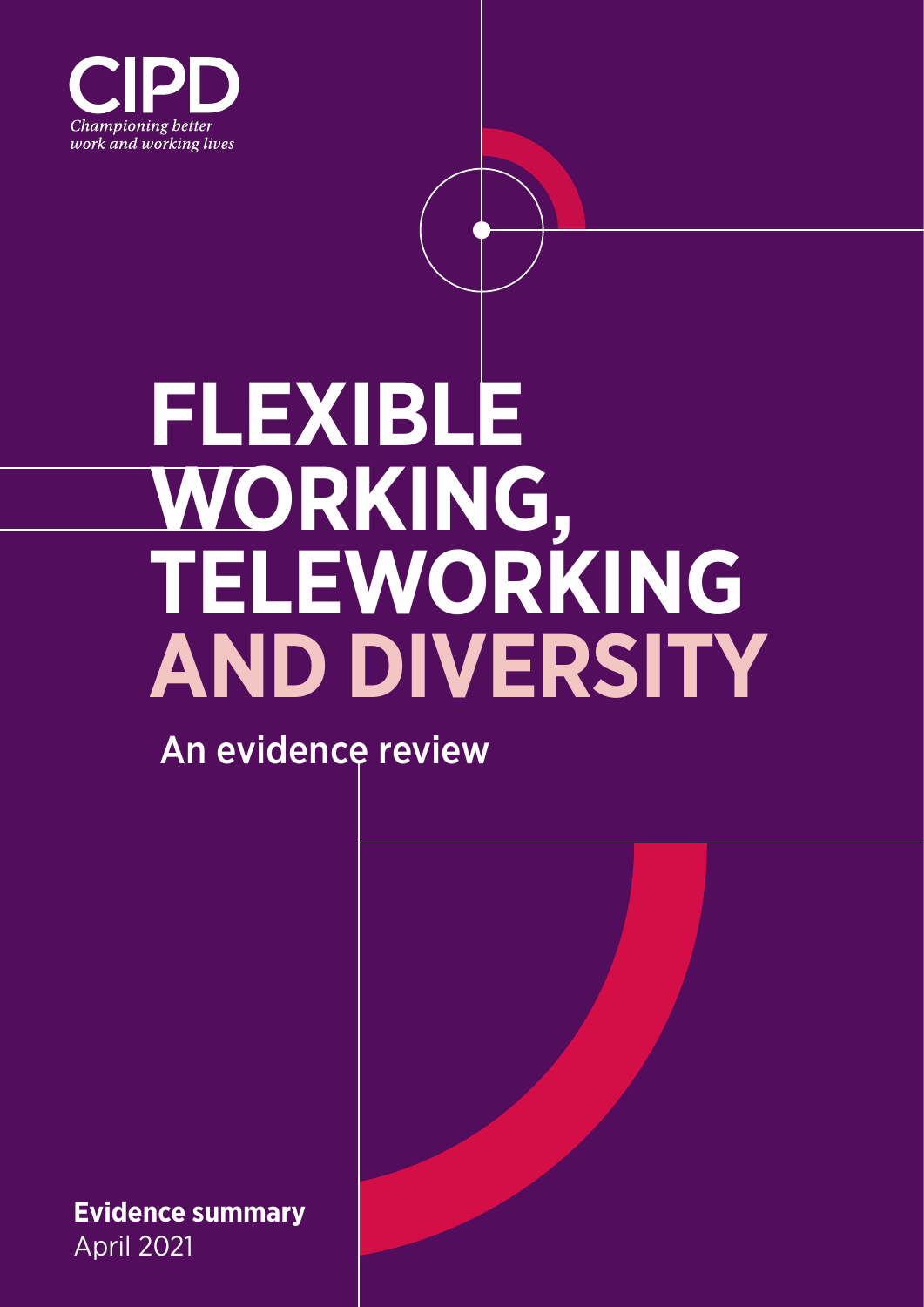CIPD

*Championing better work and working lives*

# FLEXIBLE WORKING, TELEWORKING AND DIVERSITY

## An evidence review

**Evidence summary**
April 2021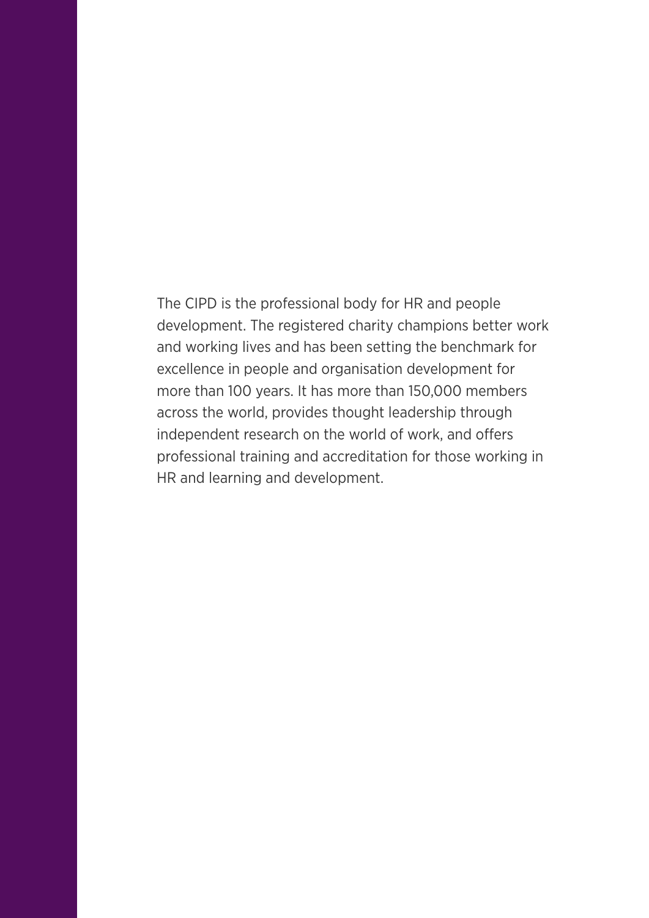The CIPD is the professional body for HR and people development. The registered charity champions better work and working lives and has been setting the benchmark for excellence in people and organisation development for more than 100 years. It has more than 150,000 members across the world, provides thought leadership through independent research on the world of work, and offers professional training and accreditation for those working in HR and learning and development.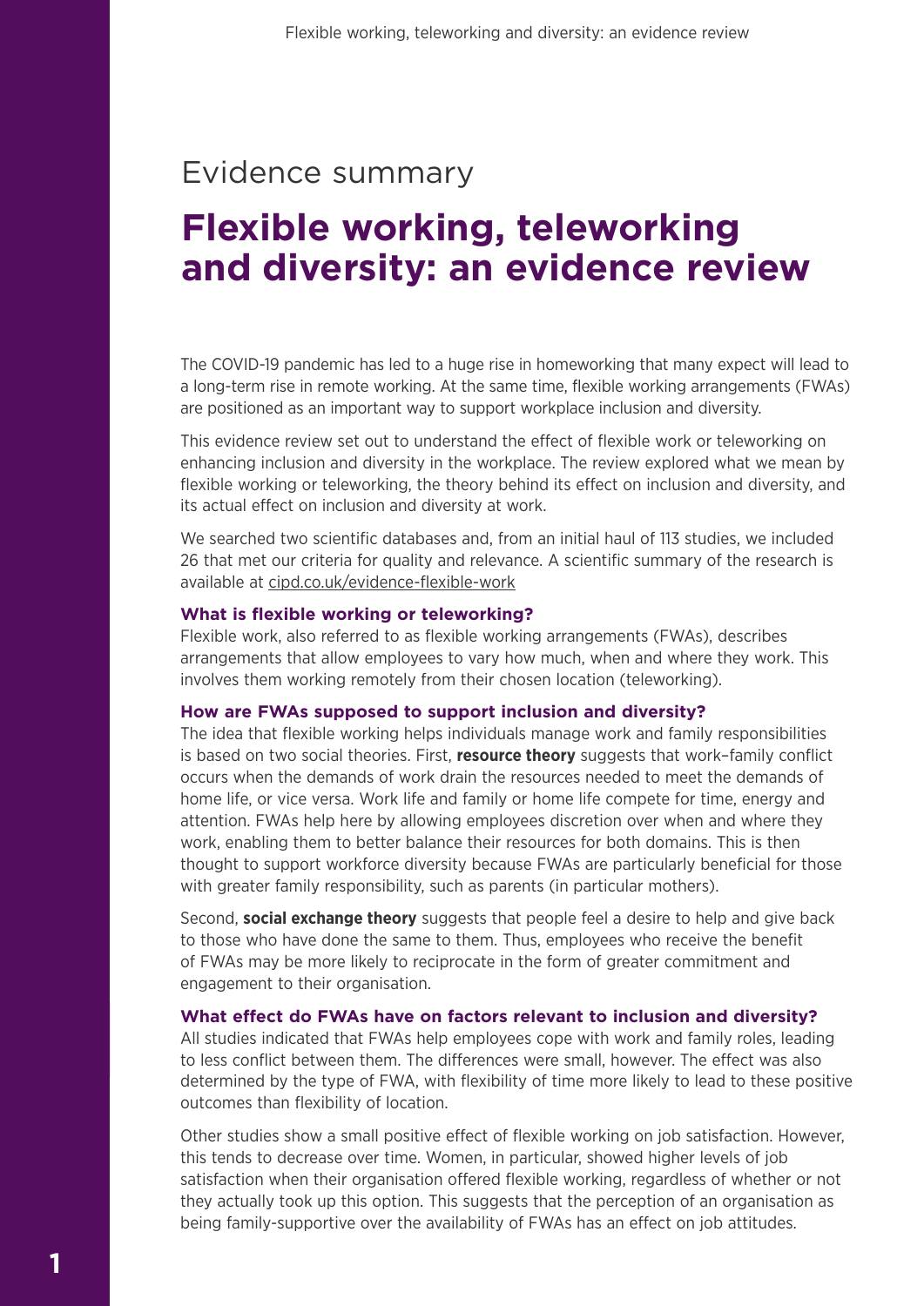Evidence summary

# Flexible working, teleworking and diversity: an evidence review

The COVID-19 pandemic has led to a huge rise in homeworking that many expect will lead to a long-term rise in remote working. At the same time, flexible working arrangements (FWAs) are positioned as an important way to support workplace inclusion and diversity.

This evidence review set out to understand the effect of flexible work or teleworking on enhancing inclusion and diversity in the workplace. The review explored what we mean by flexible working or teleworking, the theory behind its effect on inclusion and diversity, and its actual effect on inclusion and diversity at work.

We searched two scientific databases and, from an initial haul of 113 studies, we included 26 that met our criteria for quality and relevance. A scientific summary of the research is available at cipd.co.uk/evidence-flexible-work

### What is flexible working or teleworking?

Flexible work, also referred to as flexible working arrangements (FWAs), describes arrangements that allow employees to vary how much, when and where they work. This involves them working remotely from their chosen location (teleworking).

### How are FWAs supposed to support inclusion and diversity?

The idea that flexible working helps individuals manage work and family responsibilities is based on two social theories. First, **resource theory** suggests that work–family conflict occurs when the demands of work drain the resources needed to meet the demands of home life, or vice versa. Work life and family or home life compete for time, energy and attention. FWAs help here by allowing employees discretion over when and where they work, enabling them to better balance their resources for both domains. This is then thought to support workforce diversity because FWAs are particularly beneficial for those with greater family responsibility, such as parents (in particular mothers).

Second, **social exchange theory** suggests that people feel a desire to help and give back to those who have done the same to them. Thus, employees who receive the benefit of FWAs may be more likely to reciprocate in the form of greater commitment and engagement to their organisation.

### What effect do FWAs have on factors relevant to inclusion and diversity?

All studies indicated that FWAs help employees cope with work and family roles, leading to less conflict between them. The differences were small, however. The effect was also determined by the type of FWA, with flexibility of time more likely to lead to these positive outcomes than flexibility of location.

Other studies show a small positive effect of flexible working on job satisfaction. However, this tends to decrease over time. Women, in particular, showed higher levels of job satisfaction when their organisation offered flexible working, regardless of whether or not they actually took up this option. This suggests that the perception of an organisation as being family-supportive over the availability of FWAs has an effect on job attitudes.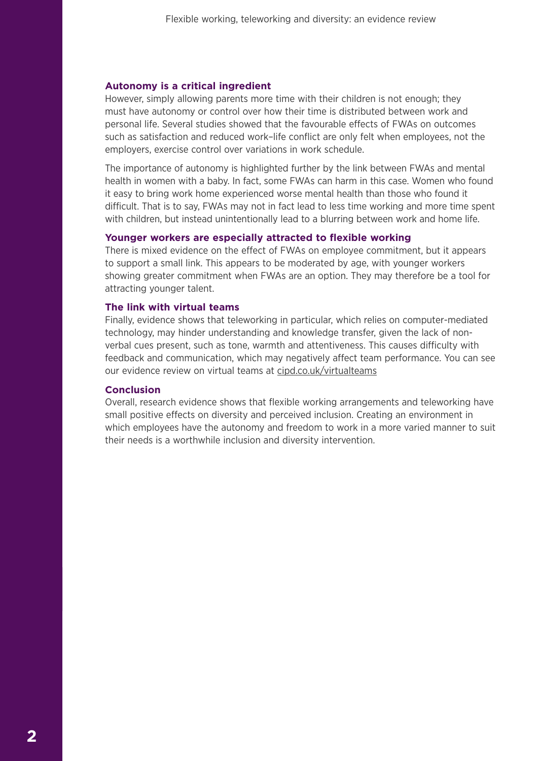### Autonomy is a critical ingredient

However, simply allowing parents more time with their children is not enough; they must have autonomy or control over how their time is distributed between work and personal life. Several studies showed that the favourable effects of FWAs on outcomes such as satisfaction and reduced work–life conflict are only felt when employees, not the employers, exercise control over variations in work schedule.

The importance of autonomy is highlighted further by the link between FWAs and mental health in women with a baby. In fact, some FWAs can harm in this case. Women who found it easy to bring work home experienced worse mental health than those who found it difficult. That is to say, FWAs may not in fact lead to less time working and more time spent with children, but instead unintentionally lead to a blurring between work and home life.

### Younger workers are especially attracted to flexible working

There is mixed evidence on the effect of FWAs on employee commitment, but it appears to support a small link. This appears to be moderated by age, with younger workers showing greater commitment when FWAs are an option. They may therefore be a tool for attracting younger talent.

### The link with virtual teams

Finally, evidence shows that teleworking in particular, which relies on computer-mediated technology, may hinder understanding and knowledge transfer, given the lack of non-verbal cues present, such as tone, warmth and attentiveness. This causes difficulty with feedback and communication, which may negatively affect team performance. You can see our evidence review on virtual teams at cipd.co.uk/virtualteams

### Conclusion

Overall, research evidence shows that flexible working arrangements and teleworking have small positive effects on diversity and perceived inclusion. Creating an environment in which employees have the autonomy and freedom to work in a more varied manner to suit their needs is a worthwhile inclusion and diversity intervention.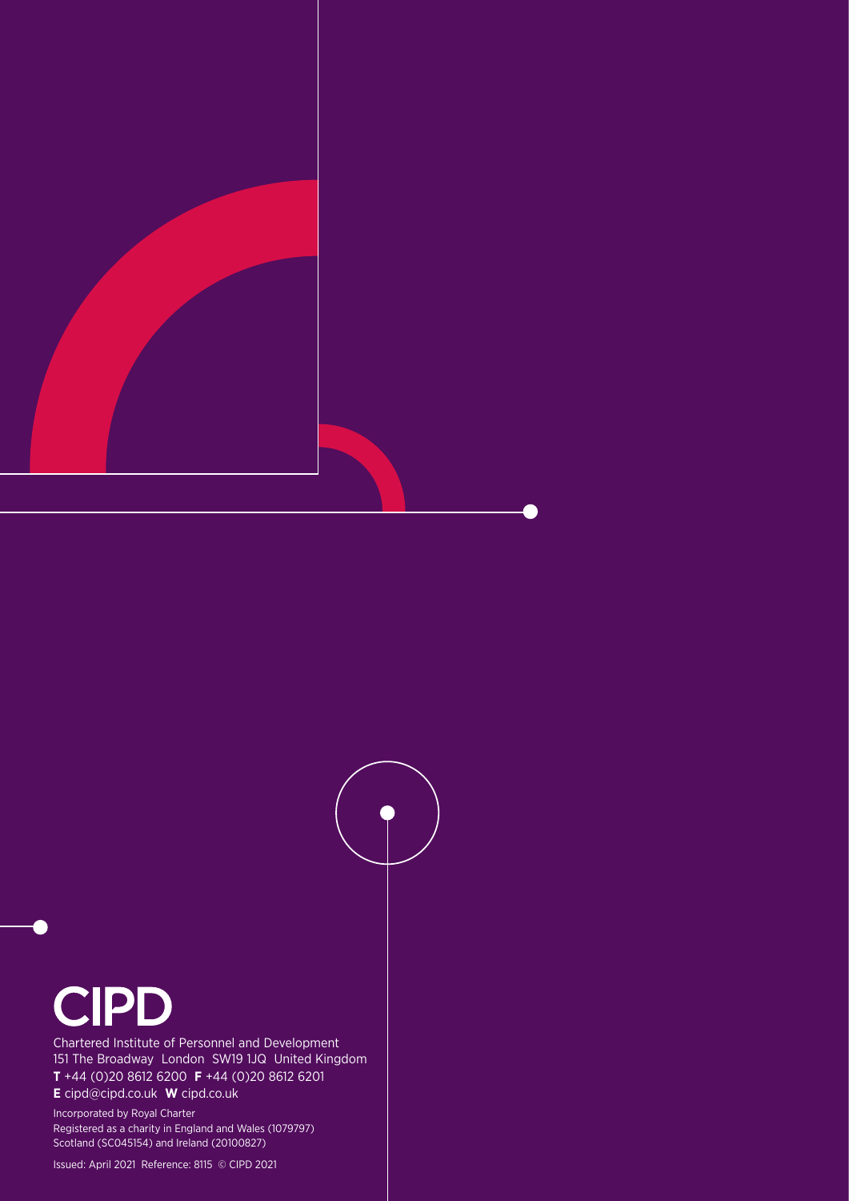# CIPD

Chartered Institute of Personnel and Development
151 The Broadway London SW19 1JQ United Kingdom
**T** +44 (0)20 8612 6200 **F** +44 (0)20 8612 6201
**E** cipd@cipd.co.uk **W** cipd.co.uk

Incorporated by Royal Charter
Registered as a charity in England and Wales (1079797)
Scotland (SC045154) and Ireland (20100827)

Issued: April 2021 Reference: 8115 © CIPD 2021